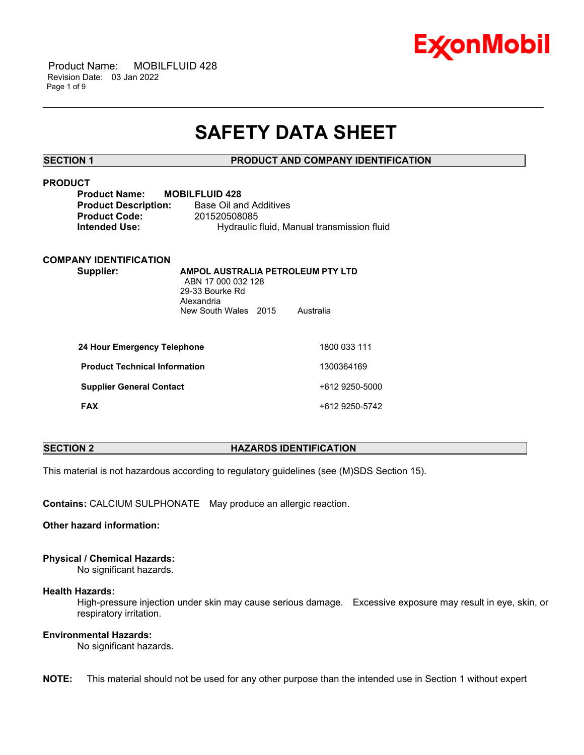# SAFETY DATA SHEET

## SECTION 1 PRODUCT AND COMPANY IDENTIFICATION

### PRODUCT

**Product Name:** **MOBILFLUID 428**
**Product Description:** Base Oil and Additives
**Product Code:** 201520508085
**Intended Use:** Hydraulic fluid, Manual transmission fluid

### COMPANY IDENTIFICATION

**Supplier:** **AMPOL AUSTRALIA PETROLEUM PTY LTD**
ABN 17 000 032 128
29-33 Bourke Rd
Alexandria
New South Wales 2015 Australia

| | |
|---|---|
| **24 Hour Emergency Telephone** | 1800 033 111 |
| **Product Technical Information** | 1300364169 |
| **Supplier General Contact** | +612 9250-5000 |
| **FAX** | +612 9250-5742 |

## SECTION 2 HAZARDS IDENTIFICATION

This material is not hazardous according to regulatory guidelines (see (M)SDS Section 15).

**Contains:** CALCIUM SULPHONATE May produce an allergic reaction.

**Other hazard information:**

**Physical / Chemical Hazards:**
No significant hazards.

**Health Hazards:**
High-pressure injection under skin may cause serious damage. Excessive exposure may result in eye, skin, or respiratory irritation.

**Environmental Hazards:**
No significant hazards.

**NOTE:** This material should not be used for any other purpose than the intended use in Section 1 without expert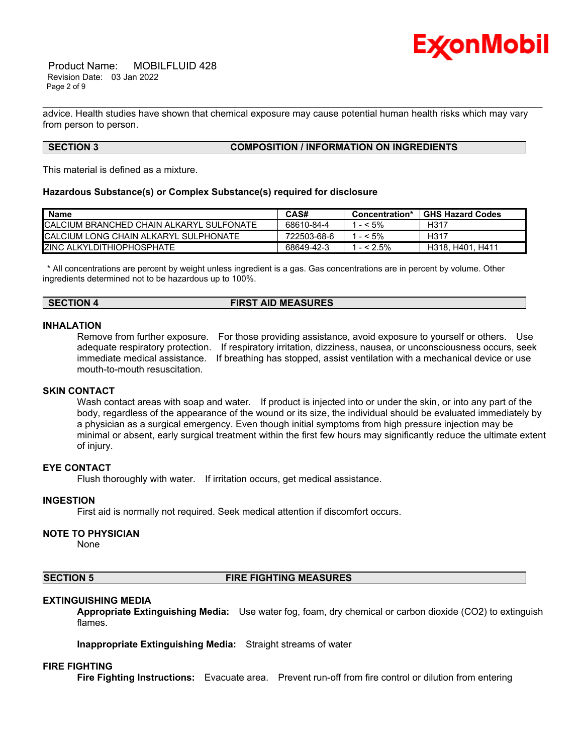advice. Health studies have shown that chemical exposure may cause potential human health risks which may vary from person to person.

## SECTION 3 COMPOSITION / INFORMATION ON INGREDIENTS

This material is defined as a mixture.

**Hazardous Substance(s) or Complex Substance(s) required for disclosure**

| Name | CAS# | Concentration* | GHS Hazard Codes |
|---|---|---|---|
| CALCIUM BRANCHED CHAIN ALKARYL SULFONATE | 68610-84-4 | 1 - < 5% | H317 |
| CALCIUM LONG CHAIN ALKARYL SULPHONATE | 722503-68-6 | 1 - < 5% | H317 |
| ZINC ALKYLDITHIOPHOSPHATE | 68649-42-3 | 1 - < 2.5% | H318, H401, H411 |

* All concentrations are percent by weight unless ingredient is a gas. Gas concentrations are in percent by volume. Other ingredients determined not to be hazardous up to 100%.

## SECTION 4 FIRST AID MEASURES

### INHALATION

Remove from further exposure. For those providing assistance, avoid exposure to yourself or others. Use adequate respiratory protection. If respiratory irritation, dizziness, nausea, or unconsciousness occurs, seek immediate medical assistance. If breathing has stopped, assist ventilation with a mechanical device or use mouth-to-mouth resuscitation.

### SKIN CONTACT

Wash contact areas with soap and water. If product is injected into or under the skin, or into any part of the body, regardless of the appearance of the wound or its size, the individual should be evaluated immediately by a physician as a surgical emergency. Even though initial symptoms from high pressure injection may be minimal or absent, early surgical treatment within the first few hours may significantly reduce the ultimate extent of injury.

### EYE CONTACT

Flush thoroughly with water. If irritation occurs, get medical assistance.

### INGESTION

First aid is normally not required. Seek medical attention if discomfort occurs.

### NOTE TO PHYSICIAN

None

## SECTION 5 FIRE FIGHTING MEASURES

### EXTINGUISHING MEDIA

**Appropriate Extinguishing Media:** Use water fog, foam, dry chemical or carbon dioxide ($CO_2$) to extinguish flames.

**Inappropriate Extinguishing Media:** Straight streams of water

### FIRE FIGHTING

**Fire Fighting Instructions:** Evacuate area. Prevent run-off from fire control or dilution from entering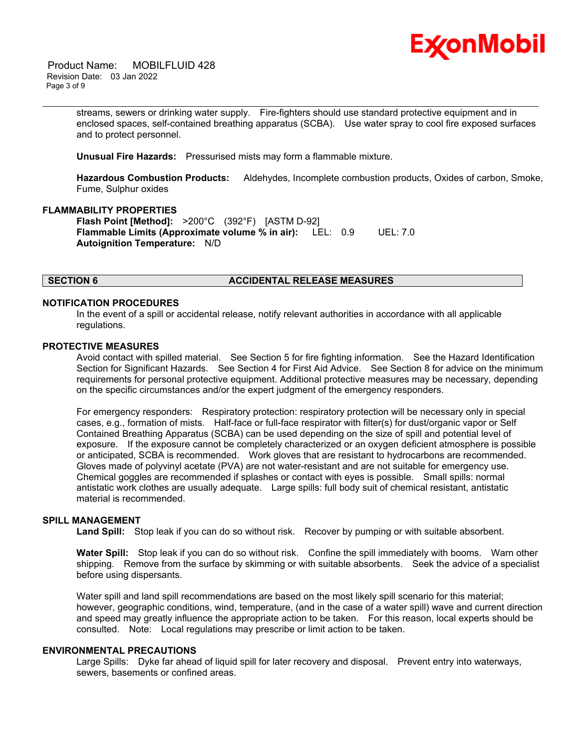streams, sewers or drinking water supply. Fire-fighters should use standard protective equipment and in enclosed spaces, self-contained breathing apparatus (SCBA). Use water spray to cool fire exposed surfaces and to protect personnel.

**Unusual Fire Hazards:** Pressurised mists may form a flammable mixture.

**Hazardous Combustion Products:** Aldehydes, Incomplete combustion products, Oxides of carbon, Smoke, Fume, Sulphur oxides

### FLAMMABILITY PROPERTIES

**Flash Point [Method]:** >200°C (392°F) [ASTM D-92]
**Flammable Limits (Approximate volume % in air):** LEL: 0.9 UEL: 7.0
**Autoignition Temperature:** N/D

## SECTION 6 ACCIDENTAL RELEASE MEASURES

### NOTIFICATION PROCEDURES

In the event of a spill or accidental release, notify relevant authorities in accordance with all applicable regulations.

### PROTECTIVE MEASURES

Avoid contact with spilled material. See Section 5 for fire fighting information. See the Hazard Identification Section for Significant Hazards. See Section 4 for First Aid Advice. See Section 8 for advice on the minimum requirements for personal protective equipment. Additional protective measures may be necessary, depending on the specific circumstances and/or the expert judgment of the emergency responders.

For emergency responders: Respiratory protection: respiratory protection will be necessary only in special cases, e.g., formation of mists. Half-face or full-face respirator with filter(s) for dust/organic vapor or Self Contained Breathing Apparatus (SCBA) can be used depending on the size of spill and potential level of exposure. If the exposure cannot be completely characterized or an oxygen deficient atmosphere is possible or anticipated, SCBA is recommended. Work gloves that are resistant to hydrocarbons are recommended. Gloves made of polyvinyl acetate (PVA) are not water-resistant and are not suitable for emergency use. Chemical goggles are recommended if splashes or contact with eyes is possible. Small spills: normal antistatic work clothes are usually adequate. Large spills: full body suit of chemical resistant, antistatic material is recommended.

### SPILL MANAGEMENT

**Land Spill:** Stop leak if you can do so without risk. Recover by pumping or with suitable absorbent.

**Water Spill:** Stop leak if you can do so without risk. Confine the spill immediately with booms. Warn other shipping. Remove from the surface by skimming or with suitable absorbents. Seek the advice of a specialist before using dispersants.

Water spill and land spill recommendations are based on the most likely spill scenario for this material; however, geographic conditions, wind, temperature, (and in the case of a water spill) wave and current direction and speed may greatly influence the appropriate action to be taken. For this reason, local experts should be consulted. Note: Local regulations may prescribe or limit action to be taken.

### ENVIRONMENTAL PRECAUTIONS

Large Spills: Dyke far ahead of liquid spill for later recovery and disposal. Prevent entry into waterways, sewers, basements or confined areas.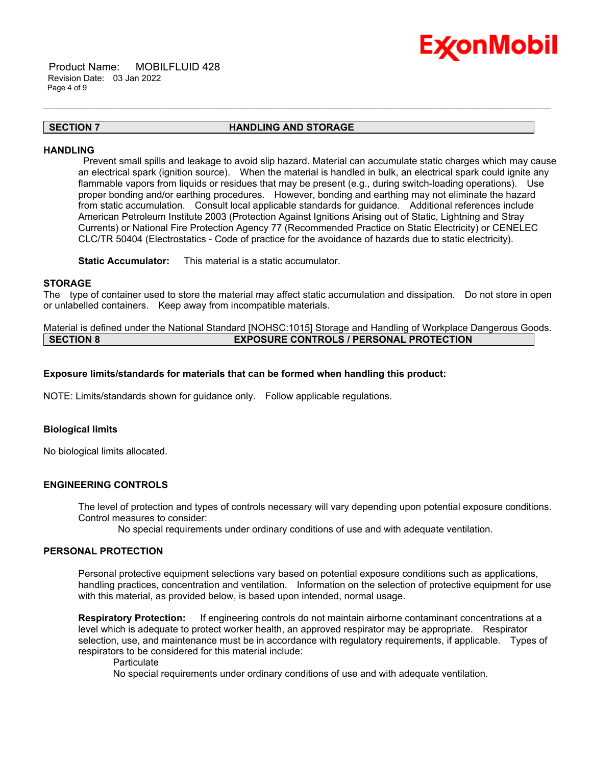## SECTION 7 HANDLING AND STORAGE

### HANDLING

Prevent small spills and leakage to avoid slip hazard. Material can accumulate static charges which may cause an electrical spark (ignition source). When the material is handled in bulk, an electrical spark could ignite any flammable vapors from liquids or residues that may be present (e.g., during switch-loading operations). Use proper bonding and/or earthing procedures. However, bonding and earthing may not eliminate the hazard from static accumulation. Consult local applicable standards for guidance. Additional references include American Petroleum Institute 2003 (Protection Against Ignitions Arising out of Static, Lightning and Stray Currents) or National Fire Protection Agency 77 (Recommended Practice on Static Electricity) or CENELEC CLC/TR 50404 (Electrostatics - Code of practice for the avoidance of hazards due to static electricity).

**Static Accumulator:** This material is a static accumulator.

### STORAGE

The type of container used to store the material may affect static accumulation and dissipation. Do not store in open or unlabelled containers. Keep away from incompatible materials.

Material is defined under the National Standard [NOHSC:1015] Storage and Handling of Workplace Dangerous Goods.

## SECTION 8 EXPOSURE CONTROLS / PERSONAL PROTECTION

**Exposure limits/standards for materials that can be formed when handling this product:**

NOTE: Limits/standards shown for guidance only. Follow applicable regulations.

**Biological limits**

No biological limits allocated.

### ENGINEERING CONTROLS

The level of protection and types of controls necessary will vary depending upon potential exposure conditions. Control measures to consider:

No special requirements under ordinary conditions of use and with adequate ventilation.

### PERSONAL PROTECTION

Personal protective equipment selections vary based on potential exposure conditions such as applications, handling practices, concentration and ventilation. Information on the selection of protective equipment for use with this material, as provided below, is based upon intended, normal usage.

**Respiratory Protection:** If engineering controls do not maintain airborne contaminant concentrations at a level which is adequate to protect worker health, an approved respirator may be appropriate. Respirator selection, use, and maintenance must be in accordance with regulatory requirements, if applicable. Types of respirators to be considered for this material include:

Particulate

No special requirements under ordinary conditions of use and with adequate ventilation.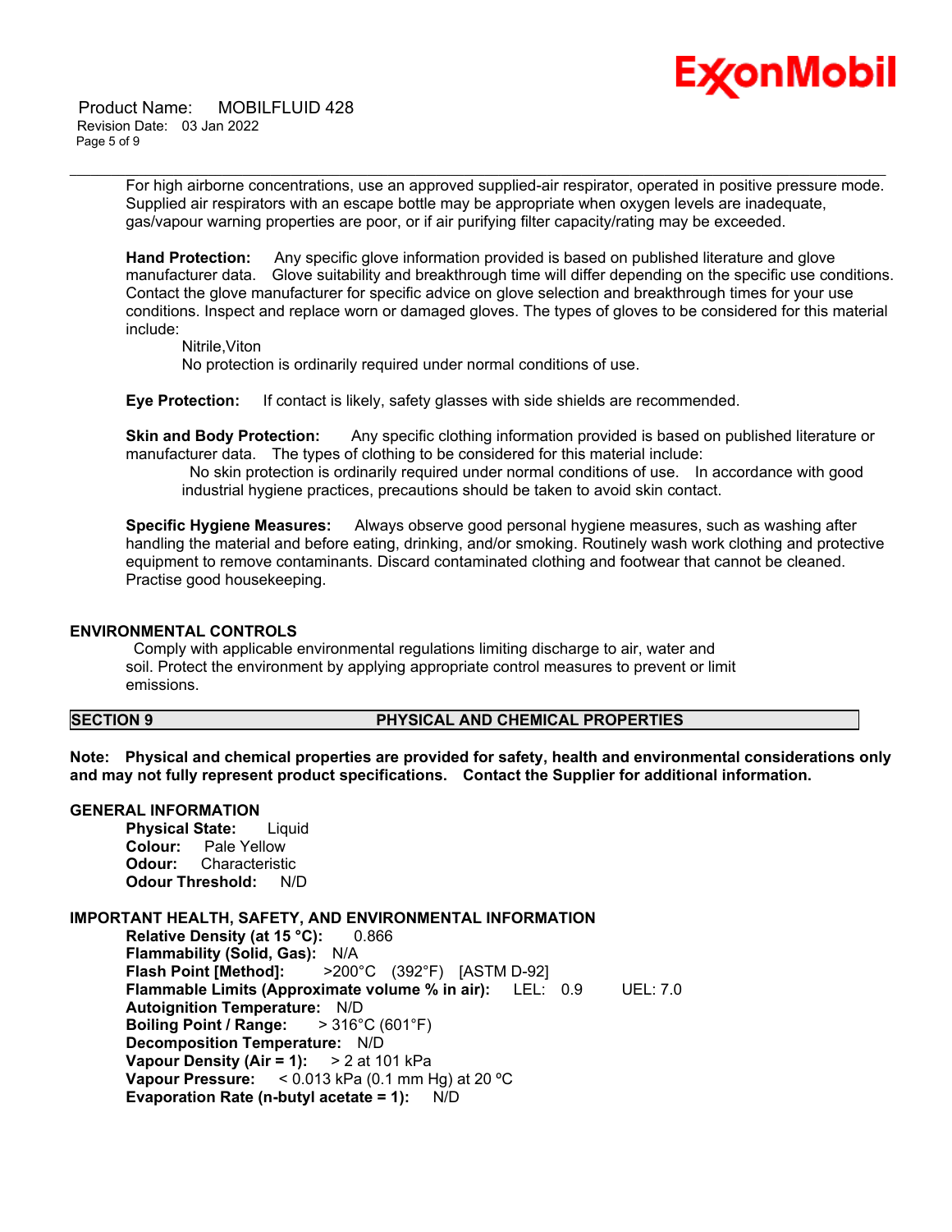For high airborne concentrations, use an approved supplied-air respirator, operated in positive pressure mode. Supplied air respirators with an escape bottle may be appropriate when oxygen levels are inadequate, gas/vapour warning properties are poor, or if air purifying filter capacity/rating may be exceeded.

**Hand Protection:** Any specific glove information provided is based on published literature and glove manufacturer data. Glove suitability and breakthrough time will differ depending on the specific use conditions. Contact the glove manufacturer for specific advice on glove selection and breakthrough times for your use conditions. Inspect and replace worn or damaged gloves. The types of gloves to be considered for this material include:

Nitrile,Viton
No protection is ordinarily required under normal conditions of use.

**Eye Protection:** If contact is likely, safety glasses with side shields are recommended.

**Skin and Body Protection:** Any specific clothing information provided is based on published literature or manufacturer data. The types of clothing to be considered for this material include:

No skin protection is ordinarily required under normal conditions of use. In accordance with good industrial hygiene practices, precautions should be taken to avoid skin contact.

**Specific Hygiene Measures:** Always observe good personal hygiene measures, such as washing after handling the material and before eating, drinking, and/or smoking. Routinely wash work clothing and protective equipment to remove contaminants. Discard contaminated clothing and footwear that cannot be cleaned. Practise good housekeeping.

## ENVIRONMENTAL CONTROLS

Comply with applicable environmental regulations limiting discharge to air, water and soil. Protect the environment by applying appropriate control measures to prevent or limit emissions.

## SECTION 9 PHYSICAL AND CHEMICAL PROPERTIES

**Note: Physical and chemical properties are provided for safety, health and environmental considerations only and may not fully represent product specifications. Contact the Supplier for additional information.**

### GENERAL INFORMATION

**Physical State:** Liquid
**Colour:** Pale Yellow
**Odour:** Characteristic
**Odour Threshold:** N/D

### IMPORTANT HEALTH, SAFETY, AND ENVIRONMENTAL INFORMATION

**Relative Density (at 15 °C):** 0.866
**Flammability (Solid, Gas):** N/A
**Flash Point [Method]:** >200°C (392°F) [ASTM D-92]
**Flammable Limits (Approximate volume % in air):** LEL: 0.9 UEL: 7.0
**Autoignition Temperature:** N/D
**Boiling Point / Range:** > 316°C (601°F)
**Decomposition Temperature:** N/D
**Vapour Density (Air = 1):** > 2 at 101 kPa
**Vapour Pressure:** < 0.013 kPa (0.1 mm Hg) at 20 ºC
**Evaporation Rate (n-butyl acetate = 1):** N/D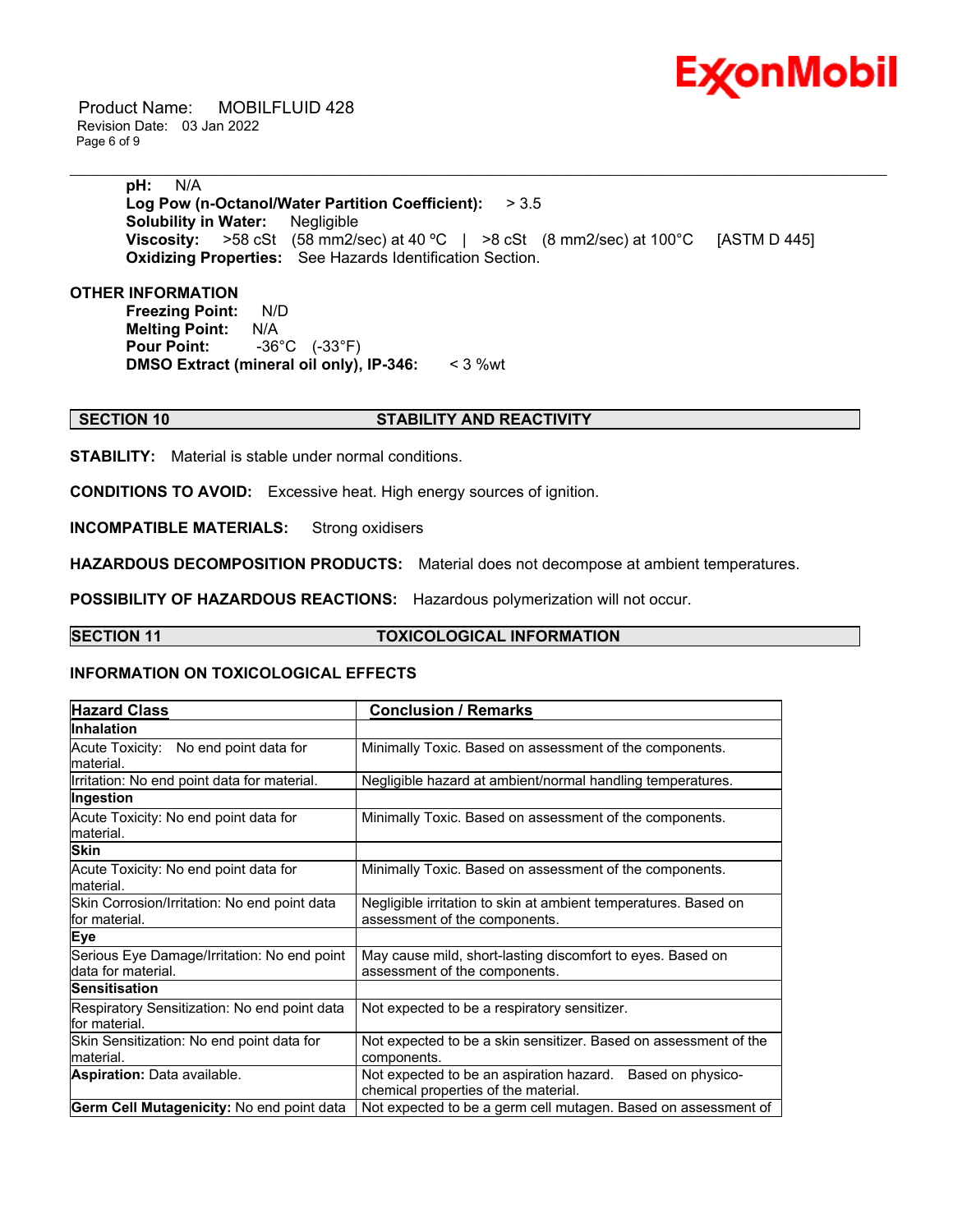**pH:** N/A
**Log Pow (n-Octanol/Water Partition Coefficient):** > 3.5
**Solubility in Water:** Negligible
**Viscosity:** >58 cSt (58 mm2/sec) at 40 ºC | >8 cSt (8 mm2/sec) at 100°C [ASTM D 445]
**Oxidizing Properties:** See Hazards Identification Section.

**OTHER INFORMATION**

**Freezing Point:** N/D
**Melting Point:** N/A
**Pour Point:** -36°C (-33°F)
**DMSO Extract (mineral oil only), IP-346:** < 3 %wt

## SECTION 10 STABILITY AND REACTIVITY

**STABILITY:** Material is stable under normal conditions.

**CONDITIONS TO AVOID:** Excessive heat. High energy sources of ignition.

**INCOMPATIBLE MATERIALS:** Strong oxidisers

**HAZARDOUS DECOMPOSITION PRODUCTS:** Material does not decompose at ambient temperatures.

**POSSIBILITY OF HAZARDOUS REACTIONS:** Hazardous polymerization will not occur.

## SECTION 11 TOXICOLOGICAL INFORMATION

**INFORMATION ON TOXICOLOGICAL EFFECTS**

| Hazard Class | Conclusion / Remarks |
|---|---|
| **Inhalation** | |
| Acute Toxicity: No end point data for material. | Minimally Toxic. Based on assessment of the components. |
| Irritation: No end point data for material. | Negligible hazard at ambient/normal handling temperatures. |
| **Ingestion** | |
| Acute Toxicity: No end point data for material. | Minimally Toxic. Based on assessment of the components. |
| **Skin** | |
| Acute Toxicity: No end point data for material. | Minimally Toxic. Based on assessment of the components. |
| Skin Corrosion/Irritation: No end point data for material. | Negligible irritation to skin at ambient temperatures. Based on assessment of the components. |
| **Eye** | |
| Serious Eye Damage/Irritation: No end point data for material. | May cause mild, short-lasting discomfort to eyes. Based on assessment of the components. |
| **Sensitisation** | |
| Respiratory Sensitization: No end point data for material. | Not expected to be a respiratory sensitizer. |
| Skin Sensitization: No end point data for material. | Not expected to be a skin sensitizer. Based on assessment of the components. |
| **Aspiration:** Data available. | Not expected to be an aspiration hazard. Based on physico-chemical properties of the material. |
| **Germ Cell Mutagenicity:** No end point data | Not expected to be a germ cell mutagen. Based on assessment of |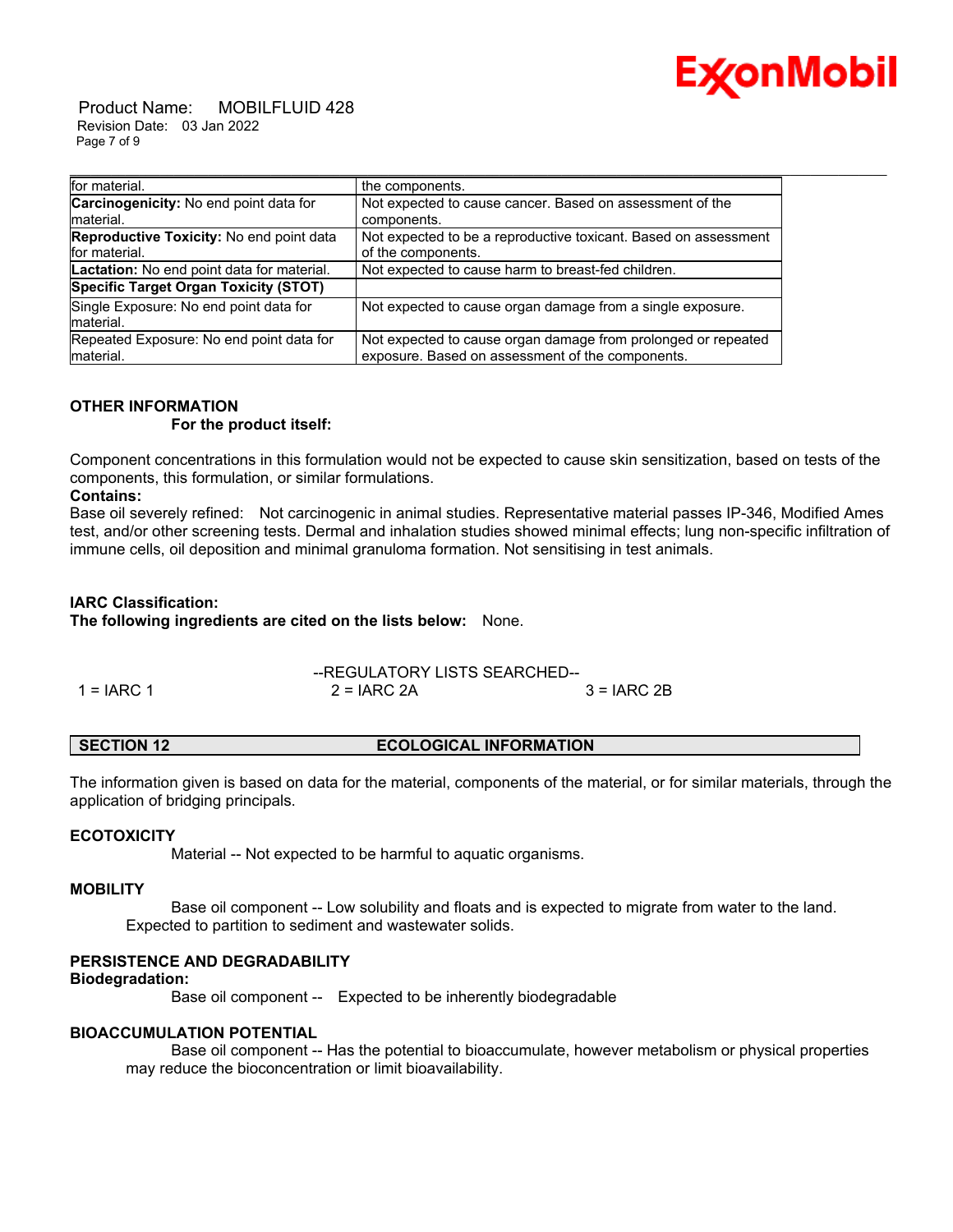| | |
|---|---|
| for material. | the components. |
| **Carcinogenicity:** No end point data for material. | Not expected to cause cancer. Based on assessment of the components. |
| **Reproductive Toxicity:** No end point data for material. | Not expected to be a reproductive toxicant. Based on assessment of the components. |
| **Lactation:** No end point data for material. | Not expected to cause harm to breast-fed children. |
| **Specific Target Organ Toxicity (STOT)** | |
| Single Exposure: No end point data for material. | Not expected to cause organ damage from a single exposure. |
| Repeated Exposure: No end point data for material. | Not expected to cause organ damage from prolonged or repeated exposure. Based on assessment of the components. |

**OTHER INFORMATION**

**For the product itself:**

Component concentrations in this formulation would not be expected to cause skin sensitization, based on tests of the components, this formulation, or similar formulations.

**Contains:**

Base oil severely refined: Not carcinogenic in animal studies. Representative material passes IP-346, Modified Ames test, and/or other screening tests. Dermal and inhalation studies showed minimal effects; lung non-specific infiltration of immune cells, oil deposition and minimal granuloma formation. Not sensitising in test animals.

**IARC Classification:**

**The following ingredients are cited on the lists below:** None.

--REGULATORY LISTS SEARCHED--

1 = IARC 1 2 = IARC 2A 3 = IARC 2B

## SECTION 12 ECOLOGICAL INFORMATION

The information given is based on data for the material, components of the material, or for similar materials, through the application of bridging principals.

**ECOTOXICITY**

Material -- Not expected to be harmful to aquatic organisms.

**MOBILITY**

Base oil component -- Low solubility and floats and is expected to migrate from water to the land. Expected to partition to sediment and wastewater solids.

**PERSISTENCE AND DEGRADABILITY**

**Biodegradation:**

Base oil component -- Expected to be inherently biodegradable

**BIOACCUMULATION POTENTIAL**

Base oil component -- Has the potential to bioaccumulate, however metabolism or physical properties may reduce the bioconcentration or limit bioavailability.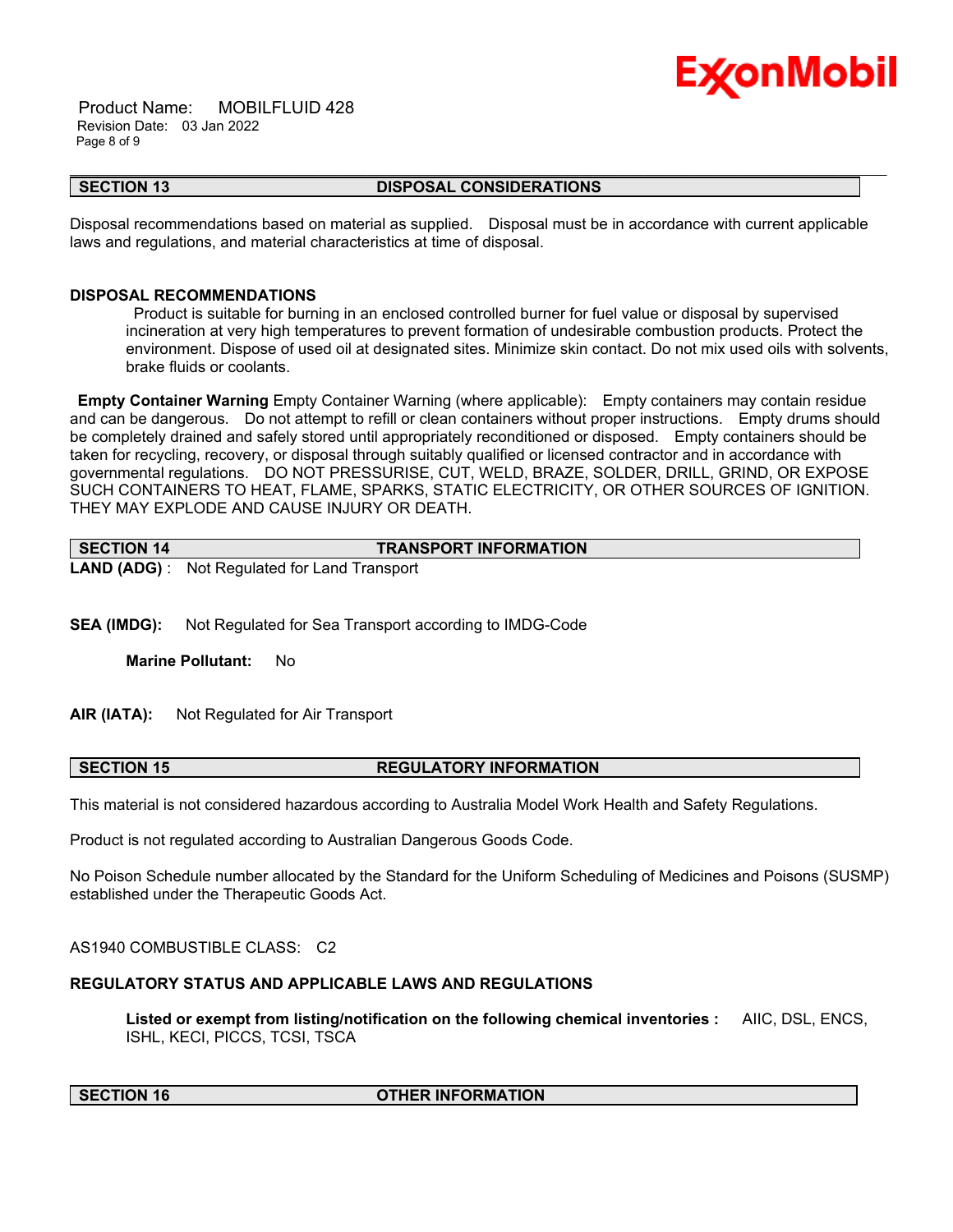## SECTION 13 DISPOSAL CONSIDERATIONS

Disposal recommendations based on material as supplied. Disposal must be in accordance with current applicable laws and regulations, and material characteristics at time of disposal.

### DISPOSAL RECOMMENDATIONS

Product is suitable for burning in an enclosed controlled burner for fuel value or disposal by supervised incineration at very high temperatures to prevent formation of undesirable combustion products. Protect the environment. Dispose of used oil at designated sites. Minimize skin contact. Do not mix used oils with solvents, brake fluids or coolants.

**Empty Container Warning** Empty Container Warning (where applicable): Empty containers may contain residue and can be dangerous. Do not attempt to refill or clean containers without proper instructions. Empty drums should be completely drained and safely stored until appropriately reconditioned or disposed. Empty containers should be taken for recycling, recovery, or disposal through suitably qualified or licensed contractor and in accordance with governmental regulations. DO NOT PRESSURISE, CUT, WELD, BRAZE, SOLDER, DRILL, GRIND, OR EXPOSE SUCH CONTAINERS TO HEAT, FLAME, SPARKS, STATIC ELECTRICITY, OR OTHER SOURCES OF IGNITION. THEY MAY EXPLODE AND CAUSE INJURY OR DEATH.

## SECTION 14 TRANSPORT INFORMATION

**LAND (ADG)** : Not Regulated for Land Transport

**SEA (IMDG):** Not Regulated for Sea Transport according to IMDG-Code

**Marine Pollutant:** No

**AIR (IATA):** Not Regulated for Air Transport

## SECTION 15 REGULATORY INFORMATION

This material is not considered hazardous according to Australia Model Work Health and Safety Regulations.

Product is not regulated according to Australian Dangerous Goods Code.

No Poison Schedule number allocated by the Standard for the Uniform Scheduling of Medicines and Poisons (SUSMP) established under the Therapeutic Goods Act.

AS1940 COMBUSTIBLE CLASS: C2

### REGULATORY STATUS AND APPLICABLE LAWS AND REGULATIONS

**Listed or exempt from listing/notification on the following chemical inventories :** AIIC, DSL, ENCS, ISHL, KECI, PICCS, TCSI, TSCA

## SECTION 16 OTHER INFORMATION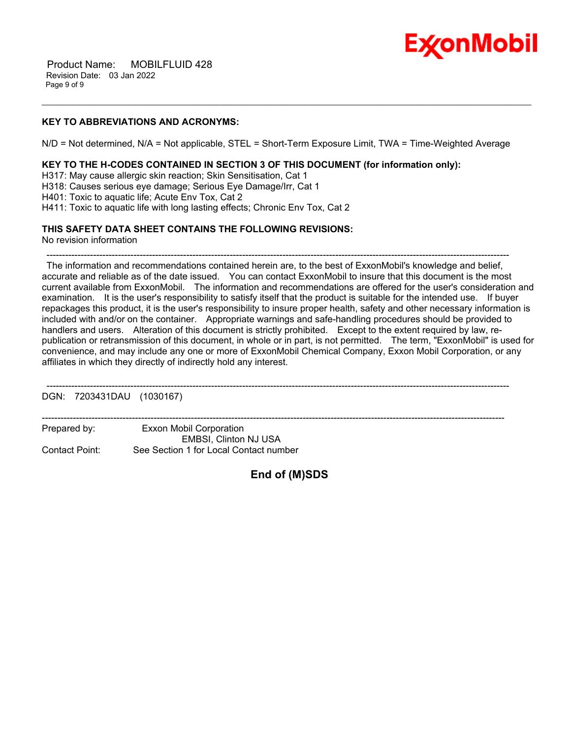**KEY TO ABBREVIATIONS AND ACRONYMS:**

N/D = Not determined, N/A = Not applicable, STEL = Short-Term Exposure Limit, TWA = Time-Weighted Average

**KEY TO THE H-CODES CONTAINED IN SECTION 3 OF THIS DOCUMENT (for information only):**

H317: May cause allergic skin reaction; Skin Sensitisation, Cat 1
H318: Causes serious eye damage; Serious Eye Damage/Irr, Cat 1
H401: Toxic to aquatic life; Acute Env Tox, Cat 2
H411: Toxic to aquatic life with long lasting effects; Chronic Env Tox, Cat 2

**THIS SAFETY DATA SHEET CONTAINS THE FOLLOWING REVISIONS:**

No revision information

---

The information and recommendations contained herein are, to the best of ExxonMobil's knowledge and belief, accurate and reliable as of the date issued. You can contact ExxonMobil to insure that this document is the most current available from ExxonMobil. The information and recommendations are offered for the user's consideration and examination. It is the user's responsibility to satisfy itself that the product is suitable for the intended use. If buyer repackages this product, it is the user's responsibility to insure proper health, safety and other necessary information is included with and/or on the container. Appropriate warnings and safe-handling procedures should be provided to handlers and users. Alteration of this document is strictly prohibited. Except to the extent required by law, re-publication or retransmission of this document, in whole or in part, is not permitted. The term, "ExxonMobil" is used for convenience, and may include any one or more of ExxonMobil Chemical Company, Exxon Mobil Corporation, or any affiliates in which they directly of indirectly hold any interest.

---

DGN: 7203431DAU (1030167)

---

Prepared by: Exxon Mobil Corporation
EMBSI, Clinton NJ USA

Contact Point: See Section 1 for Local Contact number

**End of (M)SDS**